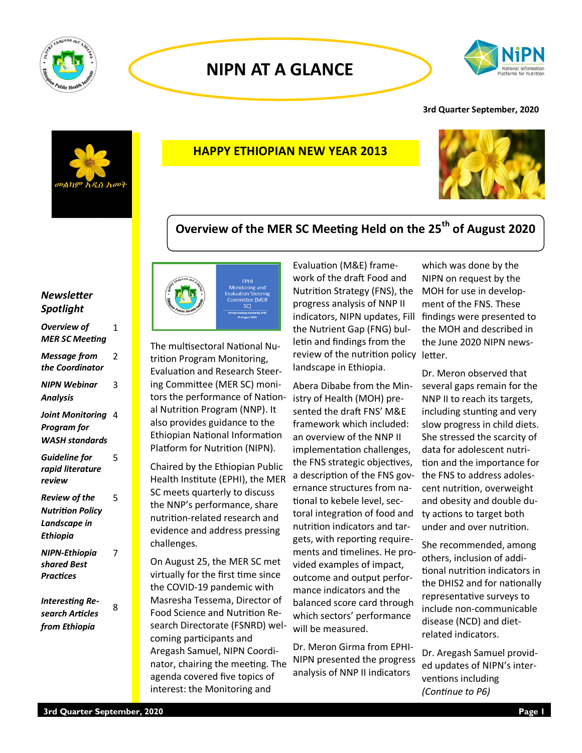# NIPN AT A GLANCE

**3rd Quarter September, 2020**

መልካም አዲስ አመት

## HAPPY ETHIOPIAN NEW YEAR 2013

### Newsletter Spotlight

| | |
|---|---|
| *Overview of MER SC Meeting* | 1 |
| *Message from the Coordinator* | 2 |
| *NIPN Webinar Analysis* | 3 |
| *Joint Monitoring Program for WASH standards* | 4 |
| *Guideline for rapid literature review* | 5 |
| *Review of the Nutrition Policy Landscape in Ethiopia* | 5 |
| *NIPN-Ethiopia shared Best Practices* | 7 |
| *Interesting Research Articles from Ethiopia* | 8 |

## Overview of the MER SC Meeting Held on the 25th of August 2020

EPHI Monitoring and Evaluation Steering Committee (MER SC)

Virtual meeting hosted by EPHI 25 August 2020

The multisectoral National Nutrition Program Monitoring, Evaluation and Research Steering Committee (MER SC) monitors the performance of National Nutrition Program (NNP). It also provides guidance to the Ethiopian National Information Platform for Nutrition (NIPN).

Chaired by the Ethiopian Public Health Institute (EPHI), the MER SC meets quarterly to discuss the NNP's performance, share nutrition-related research and evidence and address pressing challenges.

On August 25, the MER SC met virtually for the first time since the COVID-19 pandemic with Masresha Tessema, Director of Food Science and Nutrition Research Directorate (FSNRD) welcoming participants and Aregash Samuel, NIPN Coordinator, chairing the meeting. The agenda covered five topics of interest: the Monitoring and Evaluation (M&E) framework of the draft Food and Nutrition Strategy (FNS), the progress analysis of NNP II indicators, NIPN updates, Fill the Nutrient Gap (FNG) bulletin and findings from the review of the nutrition policy landscape in Ethiopia.

Abera Dibabe from the Ministry of Health (MOH) presented the draft FNS' M&E framework which included: an overview of the NNP II implementation challenges, the FNS strategic objectives, a description of the FNS governance structures from national to kebele level, sectoral integration of food and nutrition indicators and targets, with reporting requirements and timelines. He provided examples of impact, outcome and output performance indicators and the balanced score card through which sectors' performance will be measured.

Dr. Meron Girma from EPHI-NIPN presented the progress analysis of NNP II indicators which was done by the NIPN on request by the MOH for use in development of the FNS. These findings were presented to the MOH and described in the June 2020 NIPN newsletter.

Dr. Meron observed that several gaps remain for the NNP II to reach its targets, including stunting and very slow progress in child diets. She stressed the scarcity of data for adolescent nutrition and the importance for the FNS to address adolescent nutrition, overweight and obesity and double duty actions to target both under and over nutrition.

She recommended, among others, inclusion of additional nutrition indicators in the DHIS2 and for nationally representative surveys to include non-communicable disease (NCD) and diet-related indicators.

Dr. Aregash Samuel provided updates of NIPN's interventions including *(Continue to P6)*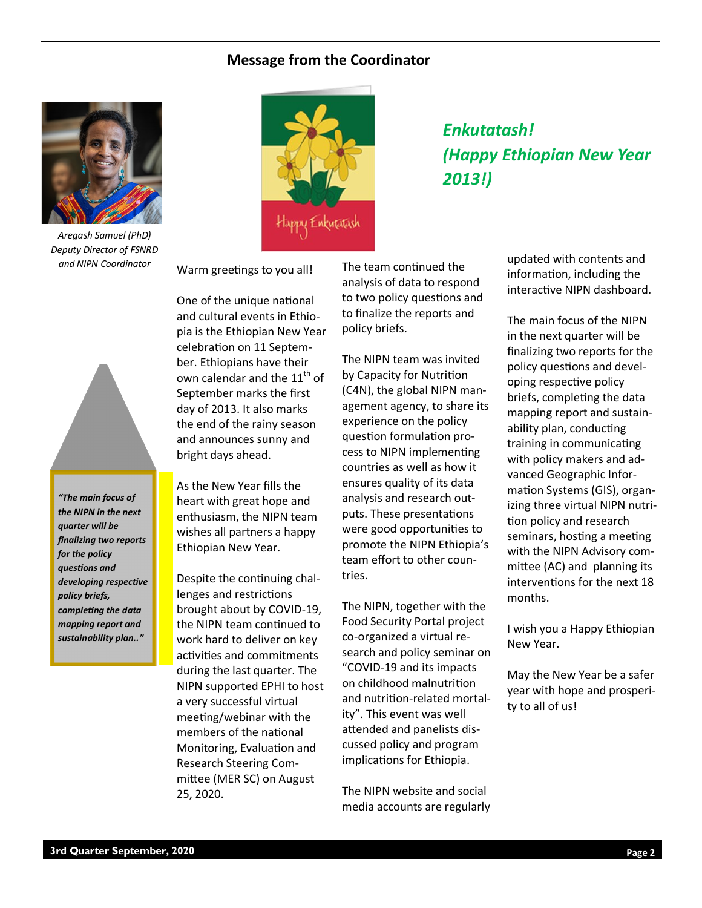## Message from the Coordinator

*Aregash Samuel (PhD)*
*Deputy Director of FSNRD and NIPN Coordinator*

*Enkutatash!*
*(Happy Ethiopian New Year 2013!)*

Happy Enkutatash

> ***"The main focus of the NIPN in the next quarter will be finalizing two reports for the policy questions and developing respective policy briefs, completing the data mapping report and sustainability plan.."***

Warm greetings to you all!

One of the unique national and cultural events in Ethiopia is the Ethiopian New Year celebration on 11 September. Ethiopians have their own calendar and the 11th of September marks the first day of 2013. It also marks the end of the rainy season and announces sunny and bright days ahead.

As the New Year fills the heart with great hope and enthusiasm, the NIPN team wishes all partners a happy Ethiopian New Year.

Despite the continuing challenges and restrictions brought about by COVID-19, the NIPN team continued to work hard to deliver on key activities and commitments during the last quarter. The NIPN supported EPHI to host a very successful virtual meeting/webinar with the members of the national Monitoring, Evaluation and Research Steering Committee (MER SC) on August 25, 2020.

The team continued the analysis of data to respond to two policy questions and to finalize the reports and policy briefs.

The NIPN team was invited by Capacity for Nutrition (C4N), the global NIPN management agency, to share its experience on the policy question formulation process to NIPN implementing countries as well as how it ensures quality of its data analysis and research outputs. These presentations were good opportunities to promote the NIPN Ethiopia's team effort to other countries.

The NIPN, together with the Food Security Portal project co-organized a virtual research and policy seminar on "COVID-19 and its impacts on childhood malnutrition and nutrition-related mortality". This event was well attended and panelists discussed policy and program implications for Ethiopia.

The NIPN website and social media accounts are regularly updated with contents and information, including the interactive NIPN dashboard.

The main focus of the NIPN in the next quarter will be finalizing two reports for the policy questions and developing respective policy briefs, completing the data mapping report and sustainability plan, conducting training in communicating with policy makers and advanced Geographic Information Systems (GIS), organizing three virtual NIPN nutrition policy and research seminars, hosting a meeting with the NIPN Advisory committee (AC) and planning its interventions for the next 18 months.

I wish you a Happy Ethiopian New Year.

May the New Year be a safer year with hope and prosperity to all of us!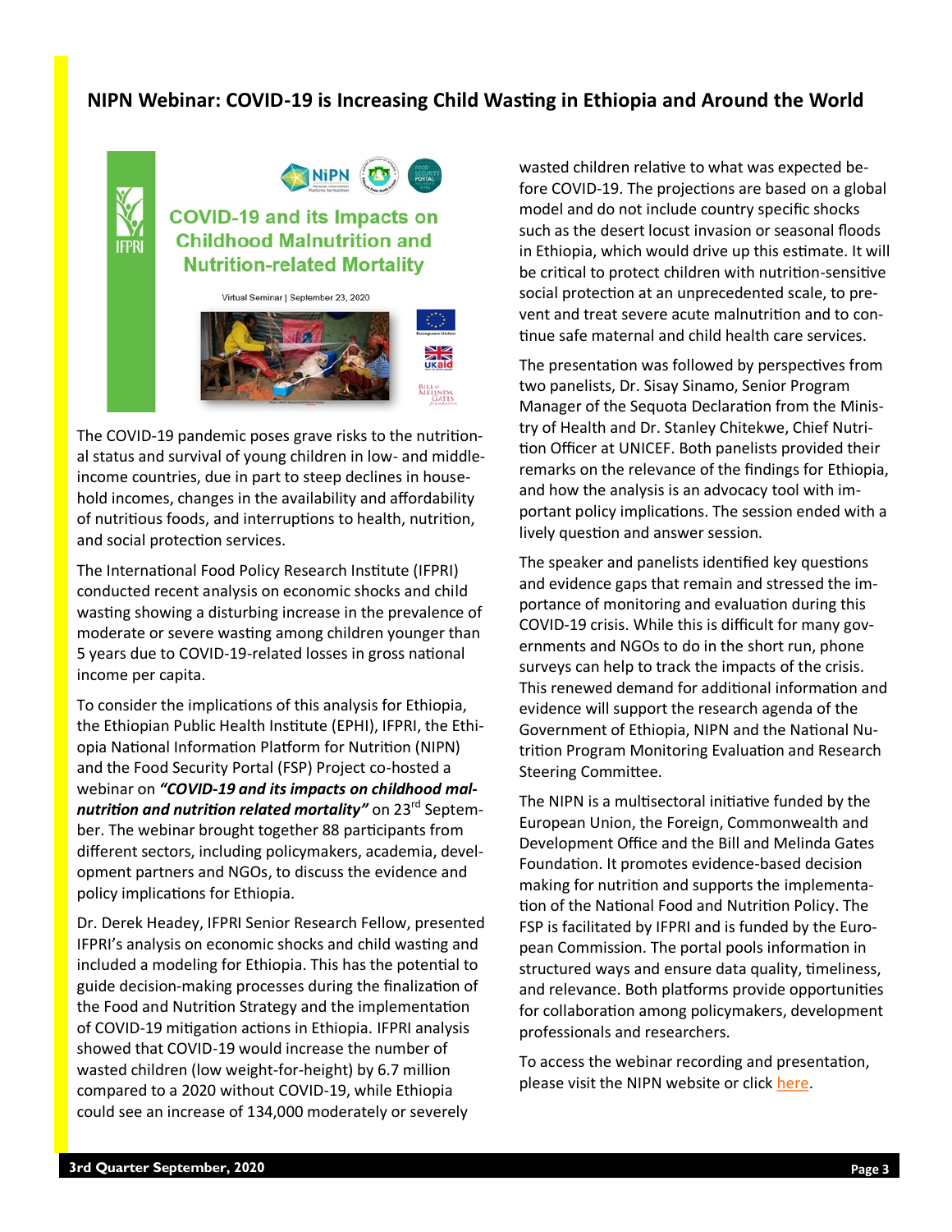## NIPN Webinar: COVID-19 is Increasing Child Wasting in Ethiopia and Around the World

The COVID-19 pandemic poses grave risks to the nutritional status and survival of young children in low- and middle-income countries, due in part to steep declines in household incomes, changes in the availability and affordability of nutritious foods, and interruptions to health, nutrition, and social protection services.

The International Food Policy Research Institute (IFPRI) conducted recent analysis on economic shocks and child wasting showing a disturbing increase in the prevalence of moderate or severe wasting among children younger than 5 years due to COVID-19-related losses in gross national income per capita.

To consider the implications of this analysis for Ethiopia, the Ethiopian Public Health Institute (EPHI), IFPRI, the Ethiopia National Information Platform for Nutrition (NIPN) and the Food Security Portal (FSP) Project co-hosted a webinar on ***"COVID-19 and its impacts on childhood malnutrition and nutrition related mortality"*** on 23rd September. The webinar brought together 88 participants from different sectors, including policymakers, academia, development partners and NGOs, to discuss the evidence and policy implications for Ethiopia.

Dr. Derek Headey, IFPRI Senior Research Fellow, presented IFPRI's analysis on economic shocks and child wasting and included a modeling for Ethiopia. This has the potential to guide decision-making processes during the finalization of the Food and Nutrition Strategy and the implementation of COVID-19 mitigation actions in Ethiopia. IFPRI analysis showed that COVID-19 would increase the number of wasted children (low weight-for-height) by 6.7 million compared to a 2020 without COVID-19, while Ethiopia could see an increase of 134,000 moderately or severely wasted children relative to what was expected before COVID-19. The projections are based on a global model and do not include country specific shocks such as the desert locust invasion or seasonal floods in Ethiopia, which would drive up this estimate. It will be critical to protect children with nutrition-sensitive social protection at an unprecedented scale, to prevent and treat severe acute malnutrition and to continue safe maternal and child health care services.

The presentation was followed by perspectives from two panelists, Dr. Sisay Sinamo, Senior Program Manager of the Sequota Declaration from the Ministry of Health and Dr. Stanley Chitekwe, Chief Nutrition Officer at UNICEF. Both panelists provided their remarks on the relevance of the findings for Ethiopia, and how the analysis is an advocacy tool with important policy implications. The session ended with a lively question and answer session.

The speaker and panelists identified key questions and evidence gaps that remain and stressed the importance of monitoring and evaluation during this COVID-19 crisis. While this is difficult for many governments and NGOs to do in the short run, phone surveys can help to track the impacts of the crisis. This renewed demand for additional information and evidence will support the research agenda of the Government of Ethiopia, NIPN and the National Nutrition Program Monitoring Evaluation and Research Steering Committee.

The NIPN is a multisectoral initiative funded by the European Union, the Foreign, Commonwealth and Development Office and the Bill and Melinda Gates Foundation. It promotes evidence-based decision making for nutrition and supports the implementation of the National Food and Nutrition Policy. The FSP is facilitated by IFPRI and is funded by the European Commission. The portal pools information in structured ways and ensure data quality, timeliness, and relevance. Both platforms provide opportunities for collaboration among policymakers, development professionals and researchers.

To access the webinar recording and presentation, please visit the NIPN website or click here.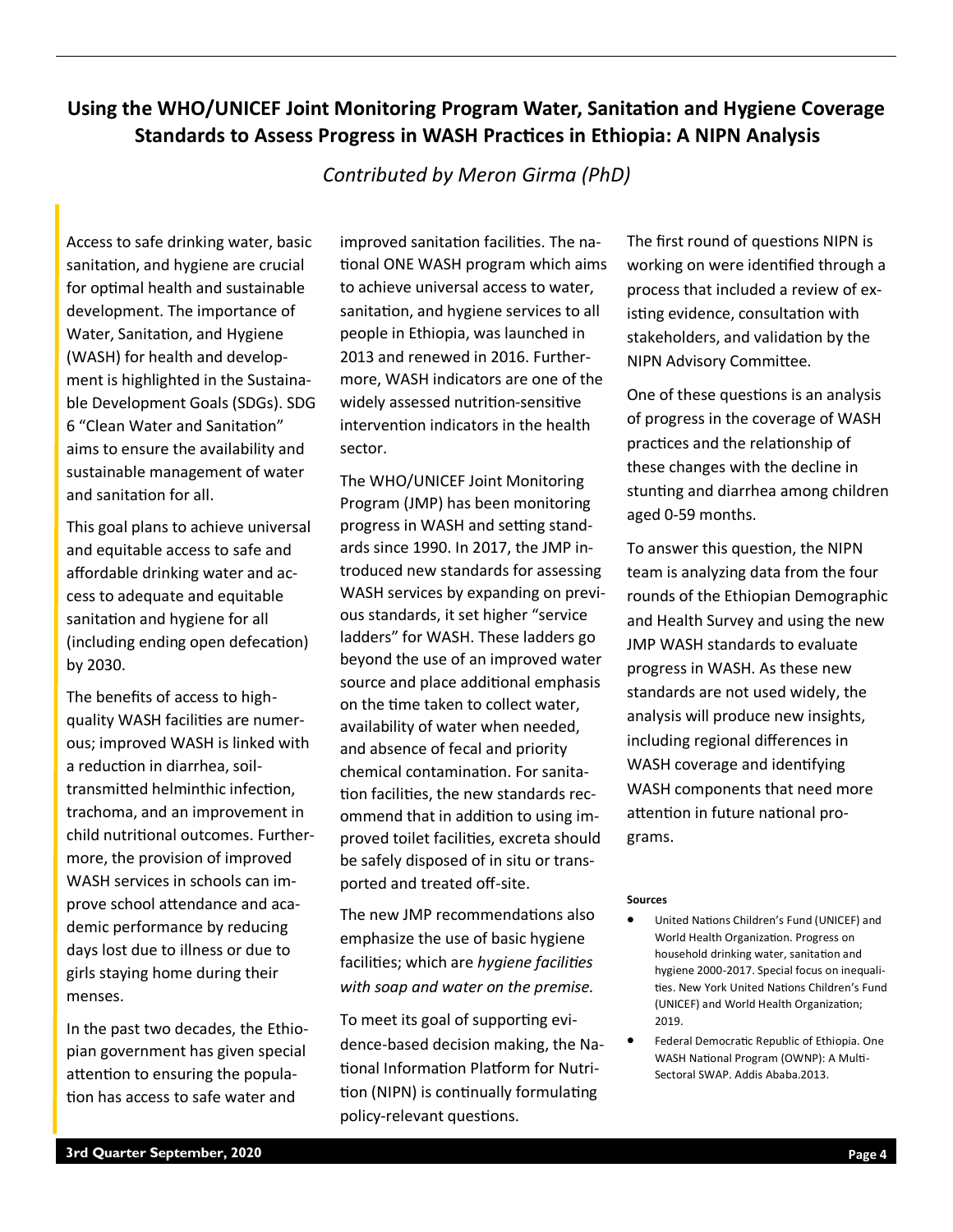## Using the WHO/UNICEF Joint Monitoring Program Water, Sanitation and Hygiene Coverage Standards to Assess Progress in WASH Practices in Ethiopia: A NIPN Analysis

*Contributed by Meron Girma (PhD)*

Access to safe drinking water, basic sanitation, and hygiene are crucial for optimal health and sustainable development. The importance of Water, Sanitation, and Hygiene (WASH) for health and development is highlighted in the Sustainable Development Goals (SDGs). SDG 6 "Clean Water and Sanitation" aims to ensure the availability and sustainable management of water and sanitation for all.

This goal plans to achieve universal and equitable access to safe and affordable drinking water and access to adequate and equitable sanitation and hygiene for all (including ending open defecation) by 2030.

The benefits of access to high-quality WASH facilities are numerous; improved WASH is linked with a reduction in diarrhea, soil-transmitted helminthic infection, trachoma, and an improvement in child nutritional outcomes. Furthermore, the provision of improved WASH services in schools can improve school attendance and academic performance by reducing days lost due to illness or due to girls staying home during their menses.

In the past two decades, the Ethiopian government has given special attention to ensuring the population has access to safe water and improved sanitation facilities. The national ONE WASH program which aims to achieve universal access to water, sanitation, and hygiene services to all people in Ethiopia, was launched in 2013 and renewed in 2016. Furthermore, WASH indicators are one of the widely assessed nutrition-sensitive intervention indicators in the health sector.

The WHO/UNICEF Joint Monitoring Program (JMP) has been monitoring progress in WASH and setting standards since 1990. In 2017, the JMP introduced new standards for assessing WASH services by expanding on previous standards, it set higher "service ladders" for WASH. These ladders go beyond the use of an improved water source and place additional emphasis on the time taken to collect water, availability of water when needed, and absence of fecal and priority chemical contamination. For sanitation facilities, the new standards recommend that in addition to using improved toilet facilities, excreta should be safely disposed of in situ or transported and treated off-site.

The new JMP recommendations also emphasize the use of basic hygiene facilities; which are *hygiene facilities with soap and water on the premise.*

To meet its goal of supporting evidence-based decision making, the National Information Platform for Nutrition (NIPN) is continually formulating policy-relevant questions.

The first round of questions NIPN is working on were identified through a process that included a review of existing evidence, consultation with stakeholders, and validation by the NIPN Advisory Committee.

One of these questions is an analysis of progress in the coverage of WASH practices and the relationship of these changes with the decline in stunting and diarrhea among children aged 0-59 months.

To answer this question, the NIPN team is analyzing data from the four rounds of the Ethiopian Demographic and Health Survey and using the new JMP WASH standards to evaluate progress in WASH. As these new standards are not used widely, the analysis will produce new insights, including regional differences in WASH coverage and identifying WASH components that need more attention in future national programs.

**Sources**

- United Nations Children's Fund (UNICEF) and World Health Organization. Progress on household drinking water, sanitation and hygiene 2000-2017. Special focus on inequalities. New York United Nations Children's Fund (UNICEF) and World Health Organization; 2019.
- Federal Democratic Republic of Ethiopia. One WASH National Program (OWNP): A Multi-Sectoral SWAP. Addis Ababa.2013.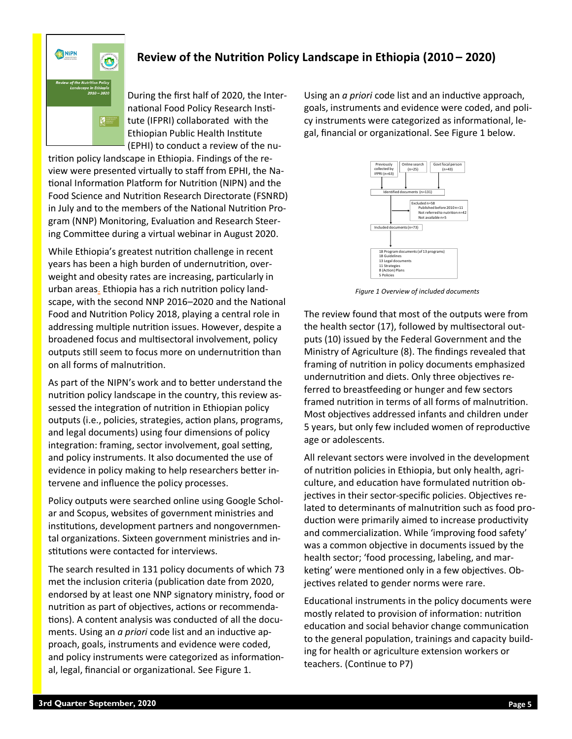## Review of the Nutrition Policy Landscape in Ethiopia (2010 – 2020)

During the first half of 2020, the International Food Policy Research Institute (IFPRI) collaborated with the Ethiopian Public Health Institute (EPHI) to conduct a review of the nutrition policy landscape in Ethiopia. Findings of the review were presented virtually to staff from EPHI, the National Information Platform for Nutrition (NIPN) and the Food Science and Nutrition Research Directorate (FSNRD) in July and to the members of the National Nutrition Program (NNP) Monitoring, Evaluation and Research Steering Committee during a virtual webinar in August 2020.

While Ethiopia's greatest nutrition challenge in recent years has been a high burden of undernutrition, overweight and obesity rates are increasing, particularly in urban areas. Ethiopia has a rich nutrition policy landscape, with the second NNP 2016–2020 and the National Food and Nutrition Policy 2018, playing a central role in addressing multiple nutrition issues. However, despite a broadened focus and multisectoral involvement, policy outputs still seem to focus more on undernutrition than on all forms of malnutrition.

As part of the NIPN's work and to better understand the nutrition policy landscape in the country, this review assessed the integration of nutrition in Ethiopian policy outputs (i.e., policies, strategies, action plans, programs, and legal documents) using four dimensions of policy integration: framing, sector involvement, goal setting, and policy instruments. It also documented the use of evidence in policy making to help researchers better intervene and influence the policy processes.

Policy outputs were searched online using Google Scholar and Scopus, websites of government ministries and institutions, development partners and nongovernmental organizations. Sixteen government ministries and institutions were contacted for interviews.

The search resulted in 131 policy documents of which 73 met the inclusion criteria (publication date from 2020, endorsed by at least one NNP signatory ministry, food or nutrition as part of objectives, actions or recommendations). A content analysis was conducted of all the documents. Using an *a priori* code list and an inductive approach, goals, instruments and evidence were coded, and policy instruments were categorized as informational, legal, financial or organizational. See Figure 1.

Using an *a priori* code list and an inductive approach, goals, instruments and evidence were coded, and policy instruments were categorized as informational, legal, financial or organizational. See Figure 1 below.

- Previously collected by IFPRI (n=63)
- Online search (n=25)
- Govt focal person (n=43)
- Identified documents (n=131)
- Excluded n=58
  - Published before 2010 n=11
  - Not referred to nutrition n=42
  - Not available n=5
- Included documents (n=73)
  - 18 Program documents (of 13 programs)
  - 18 Guidelines
  - 13 Legal documents
  - 11 Strategies
  - 8 (Action) Plans
  - 5 Policies

*Figure 1 Overview of included documents*

The review found that most of the outputs were from the health sector (17), followed by multisectoral outputs (10) issued by the Federal Government and the Ministry of Agriculture (8). The findings revealed that framing of nutrition in policy documents emphasized undernutrition and diets. Only three objectives referred to breastfeeding or hunger and few sectors framed nutrition in terms of all forms of malnutrition. Most objectives addressed infants and children under 5 years, but only few included women of reproductive age or adolescents.

All relevant sectors were involved in the development of nutrition policies in Ethiopia, but only health, agriculture, and education have formulated nutrition objectives in their sector-specific policies. Objectives related to determinants of malnutrition such as food production were primarily aimed to increase productivity and commercialization. While 'improving food safety' was a common objective in documents issued by the health sector; 'food processing, labeling, and marketing' were mentioned only in a few objectives. Objectives related to gender norms were rare.

Educational instruments in the policy documents were mostly related to provision of information: nutrition education and social behavior change communication to the general population, trainings and capacity building for health or agriculture extension workers or teachers. (Continue to P7)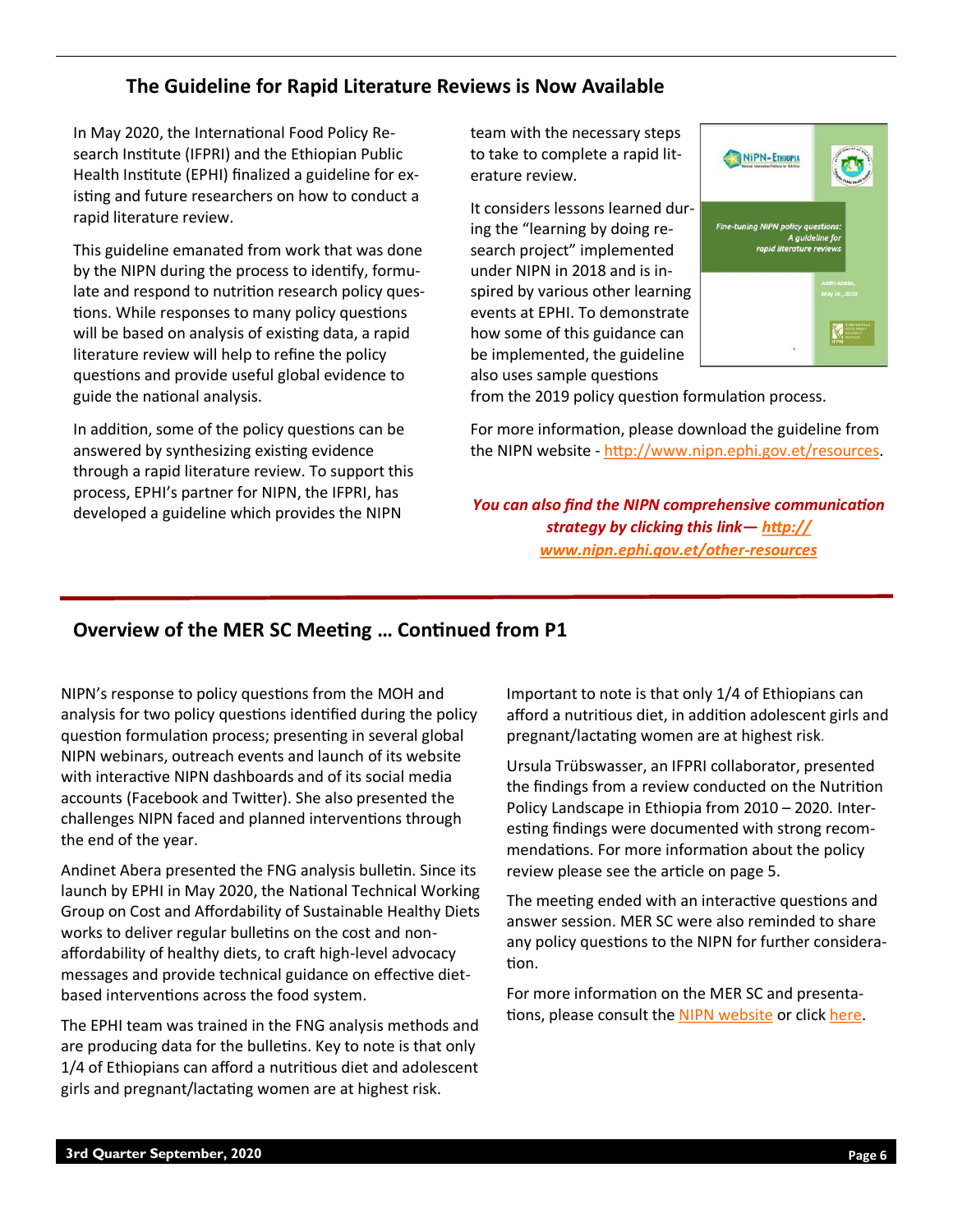## The Guideline for Rapid Literature Reviews is Now Available

In May 2020, the International Food Policy Research Institute (IFPRI) and the Ethiopian Public Health Institute (EPHI) finalized a guideline for existing and future researchers on how to conduct a rapid literature review.

This guideline emanated from work that was done by the NIPN during the process to identify, formulate and respond to nutrition research policy questions. While responses to many policy questions will be based on analysis of existing data, a rapid literature review will help to refine the policy questions and provide useful global evidence to guide the national analysis.

In addition, some of the policy questions can be answered by synthesizing existing evidence through a rapid literature review. To support this process, EPHI's partner for NIPN, the IFPRI, has developed a guideline which provides the NIPN team with the necessary steps to take to complete a rapid literature review.

It considers lessons learned during the "learning by doing research project" implemented under NIPN in 2018 and is inspired by various other learning events at EPHI. To demonstrate how some of this guidance can be implemented, the guideline also uses sample questions from the 2019 policy question formulation process.

For more information, please download the guideline from the NIPN website - http://www.nipn.ephi.gov.et/resources.

***You can also find the NIPN comprehensive communication strategy by clicking this link— http://www.nipn.ephi.gov.et/other-resources***

## Overview of the MER SC Meeting … Continued from P1

NIPN's response to policy questions from the MOH and analysis for two policy questions identified during the policy question formulation process; presenting in several global NIPN webinars, outreach events and launch of its website with interactive NIPN dashboards and of its social media accounts (Facebook and Twitter). She also presented the challenges NIPN faced and planned interventions through the end of the year.

Andinet Abera presented the FNG analysis bulletin. Since its launch by EPHI in May 2020, the National Technical Working Group on Cost and Affordability of Sustainable Healthy Diets works to deliver regular bulletins on the cost and non-affordability of healthy diets, to craft high-level advocacy messages and provide technical guidance on effective diet-based interventions across the food system.

The EPHI team was trained in the FNG analysis methods and are producing data for the bulletins. Key to note is that only 1/4 of Ethiopians can afford a nutritious diet and adolescent girls and pregnant/lactating women are at highest risk.

Important to note is that only 1/4 of Ethiopians can afford a nutritious diet, in addition adolescent girls and pregnant/lactating women are at highest risk.

Ursula Trübswasser, an IFPRI collaborator, presented the findings from a review conducted on the Nutrition Policy Landscape in Ethiopia from 2010 – 2020. Interesting findings were documented with strong recommendations. For more information about the policy review please see the article on page 5.

The meeting ended with an interactive questions and answer session. MER SC were also reminded to share any policy questions to the NIPN for further consideration.

For more information on the MER SC and presentations, please consult the NIPN website or click here.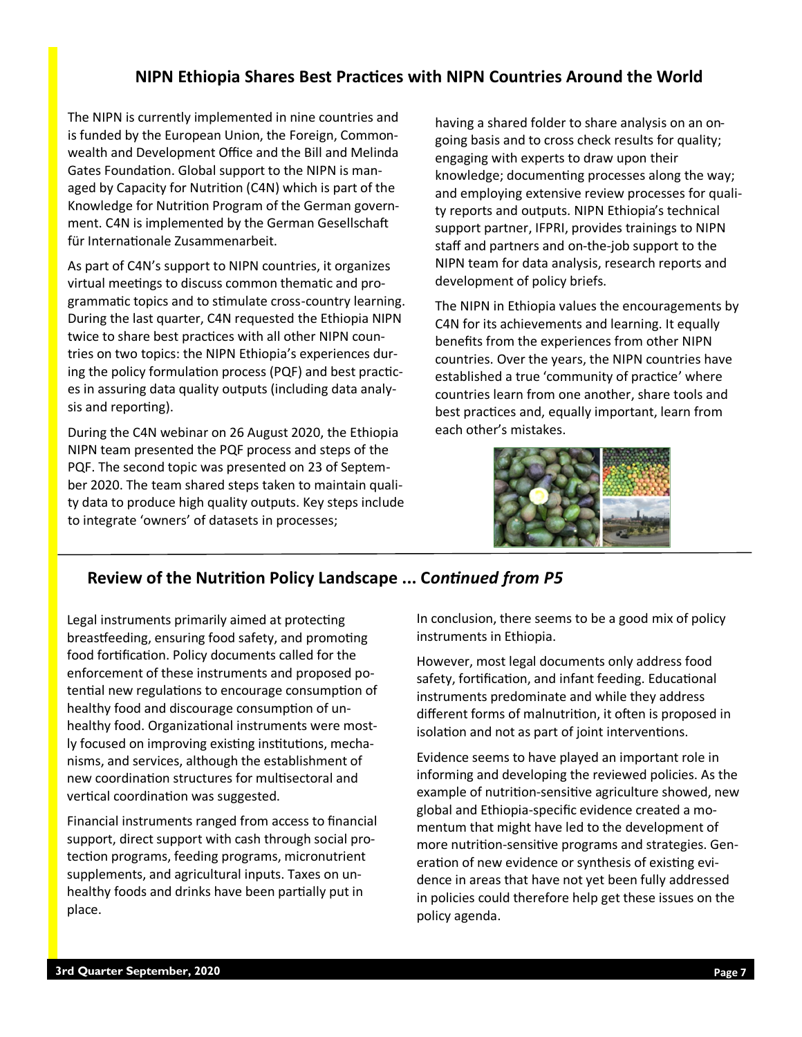## NIPN Ethiopia Shares Best Practices with NIPN Countries Around the World

The NIPN is currently implemented in nine countries and is funded by the European Union, the Foreign, Commonwealth and Development Office and the Bill and Melinda Gates Foundation. Global support to the NIPN is managed by Capacity for Nutrition (C4N) which is part of the Knowledge for Nutrition Program of the German government. C4N is implemented by the German Gesellschaft für Internationale Zusammenarbeit.

As part of C4N's support to NIPN countries, it organizes virtual meetings to discuss common thematic and programmatic topics and to stimulate cross-country learning. During the last quarter, C4N requested the Ethiopia NIPN twice to share best practices with all other NIPN countries on two topics: the NIPN Ethiopia's experiences during the policy formulation process (PQF) and best practices in assuring data quality outputs (including data analysis and reporting).

During the C4N webinar on 26 August 2020, the Ethiopia NIPN team presented the PQF process and steps of the PQF. The second topic was presented on 23 of September 2020. The team shared steps taken to maintain quality data to produce high quality outputs. Key steps include to integrate 'owners' of datasets in processes; having a shared folder to share analysis on an ongoing basis and to cross check results for quality; engaging with experts to draw upon their knowledge; documenting processes along the way; and employing extensive review processes for quality reports and outputs. NIPN Ethiopia's technical support partner, IFPRI, provides trainings to NIPN staff and partners and on-the-job support to the NIPN team for data analysis, research reports and development of policy briefs.

The NIPN in Ethiopia values the encouragements by C4N for its achievements and learning. It equally benefits from the experiences from other NIPN countries. Over the years, the NIPN countries have established a true 'community of practice' where countries learn from one another, share tools and best practices and, equally important, learn from each other's mistakes.

## Review of the Nutrition Policy Landscape ... *Continued from P5*

Legal instruments primarily aimed at protecting breastfeeding, ensuring food safety, and promoting food fortification. Policy documents called for the enforcement of these instruments and proposed potential new regulations to encourage consumption of healthy food and discourage consumption of unhealthy food. Organizational instruments were mostly focused on improving existing institutions, mechanisms, and services, although the establishment of new coordination structures for multisectoral and vertical coordination was suggested.

Financial instruments ranged from access to financial support, direct support with cash through social protection programs, feeding programs, micronutrient supplements, and agricultural inputs. Taxes on unhealthy foods and drinks have been partially put in place.

In conclusion, there seems to be a good mix of policy instruments in Ethiopia.

However, most legal documents only address food safety, fortification, and infant feeding. Educational instruments predominate and while they address different forms of malnutrition, it often is proposed in isolation and not as part of joint interventions.

Evidence seems to have played an important role in informing and developing the reviewed policies. As the example of nutrition-sensitive agriculture showed, new global and Ethiopia-specific evidence created a momentum that might have led to the development of more nutrition-sensitive programs and strategies. Generation of new evidence or synthesis of existing evidence in areas that have not yet been fully addressed in policies could therefore help get these issues on the policy agenda.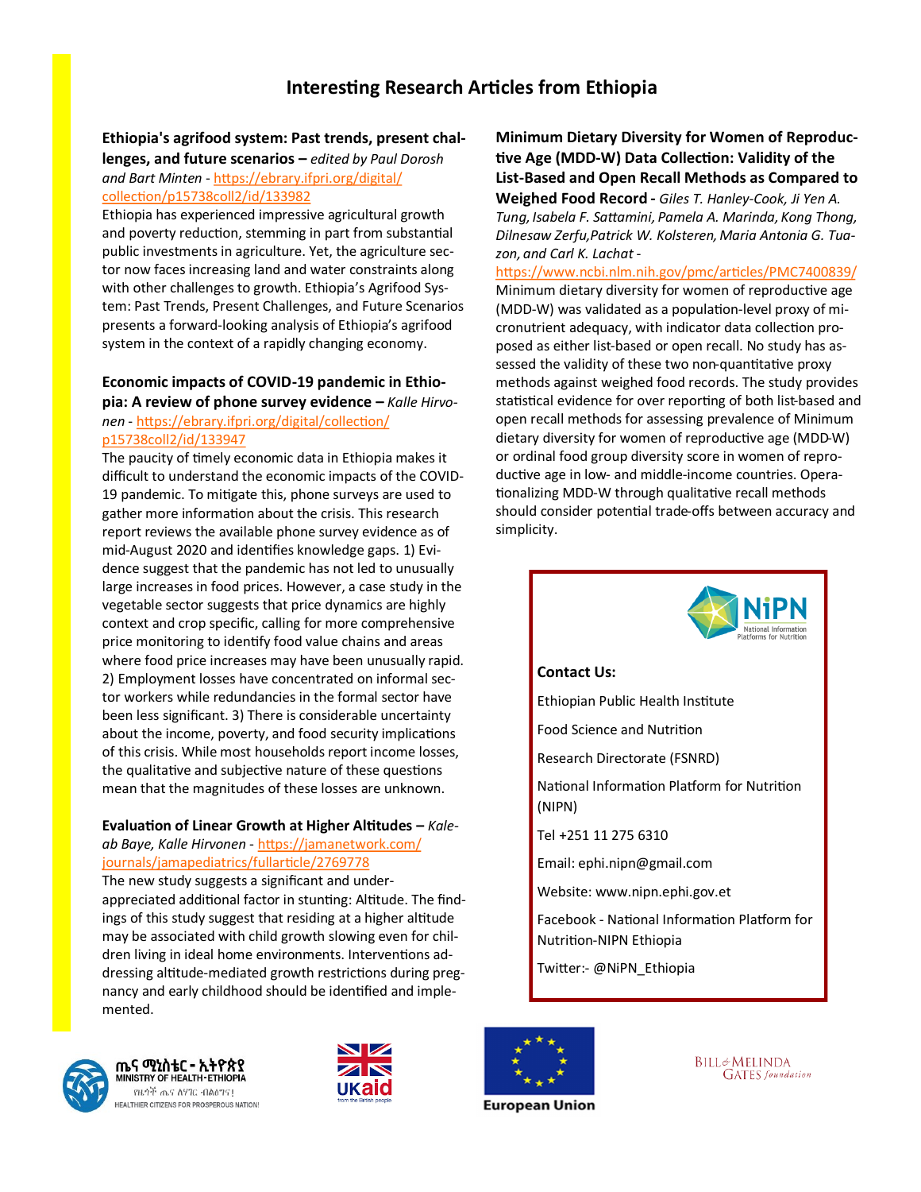## Interesting Research Articles from Ethiopia

**Ethiopia's agrifood system: Past trends, present challenges, and future scenarios** – *edited by Paul Dorosh and Bart Minten* - https://ebrary.ifpri.org/digital/collection/p15738coll2/id/133982

Ethiopia has experienced impressive agricultural growth and poverty reduction, stemming in part from substantial public investments in agriculture. Yet, the agriculture sector now faces increasing land and water constraints along with other challenges to growth. Ethiopia's Agrifood System: Past Trends, Present Challenges, and Future Scenarios presents a forward-looking analysis of Ethiopia's agrifood system in the context of a rapidly changing economy.

**Economic impacts of COVID-19 pandemic in Ethiopia: A review of phone survey evidence** – *Kalle Hirvonen* - https://ebrary.ifpri.org/digital/collection/p15738coll2/id/133947

The paucity of timely economic data in Ethiopia makes it difficult to understand the economic impacts of the COVID-19 pandemic. To mitigate this, phone surveys are used to gather more information about the crisis. This research report reviews the available phone survey evidence as of mid-August 2020 and identifies knowledge gaps. 1) Evidence suggest that the pandemic has not led to unusually large increases in food prices. However, a case study in the vegetable sector suggests that price dynamics are highly context and crop specific, calling for more comprehensive price monitoring to identify food value chains and areas where food price increases may have been unusually rapid. 2) Employment losses have concentrated on informal sector workers while redundancies in the formal sector have been less significant. 3) There is considerable uncertainty about the income, poverty, and food security implications of this crisis. While most households report income losses, the qualitative and subjective nature of these questions mean that the magnitudes of these losses are unknown.

**Evaluation of Linear Growth at Higher Altitudes** – *Kaleab Baye, Kalle Hirvonen* - https://jamanetwork.com/journals/jamapediatrics/fullarticle/2769778

The new study suggests a significant and under-appreciated additional factor in stunting: Altitude. The findings of this study suggest that residing at a higher altitude may be associated with child growth slowing even for children living in ideal home environments. Interventions addressing altitude-mediated growth restrictions during pregnancy and early childhood should be identified and implemented.

**Minimum Dietary Diversity for Women of Reproductive Age (MDD-W) Data Collection: Validity of the List-Based and Open Recall Methods as Compared to Weighed Food Record** - *Giles T. Hanley-Cook, Ji Yen A. Tung, Isabela F. Sattamini, Pamela A. Marinda, Kong Thong, Dilnesaw Zerfu, Patrick W. Kolsteren, Maria Antonia G. Tuazon, and Carl K. Lachat* - https://www.ncbi.nlm.nih.gov/pmc/articles/PMC7400839/

Minimum dietary diversity for women of reproductive age (MDD-W) was validated as a population-level proxy of micronutrient adequacy, with indicator data collection proposed as either list-based or open recall. No study has assessed the validity of these two non-quantitative proxy methods against weighed food records. The study provides statistical evidence for over reporting of both list-based and open recall methods for assessing prevalence of Minimum dietary diversity for women of reproductive age (MDD-W) or ordinal food group diversity score in women of reproductive age in low- and middle-income countries. Operationalizing MDD-W through qualitative recall methods should consider potential trade-offs between accuracy and simplicity.

NiPN
National Information Platforms for Nutrition

**Contact Us:**

Ethiopian Public Health Institute

Food Science and Nutrition

Research Directorate (FSNRD)

National Information Platform for Nutrition (NIPN)

Tel +251 11 275 6310

Email: ephi.nipn@gmail.com

Website: www.nipn.ephi.gov.et

Facebook - National Information Platform for Nutrition-NIPN Ethiopia

Twitter:- @NiPN_Ethiopia

ጤና ሚኒስቴር - ኢትዮጵያ
MINISTRY OF HEALTH-ETHIOPIA
HEALTHIER CITIZENS FOR PROSPEROUS NATION!

UKaid from the British people

European Union

BILL & MELINDA GATES foundation